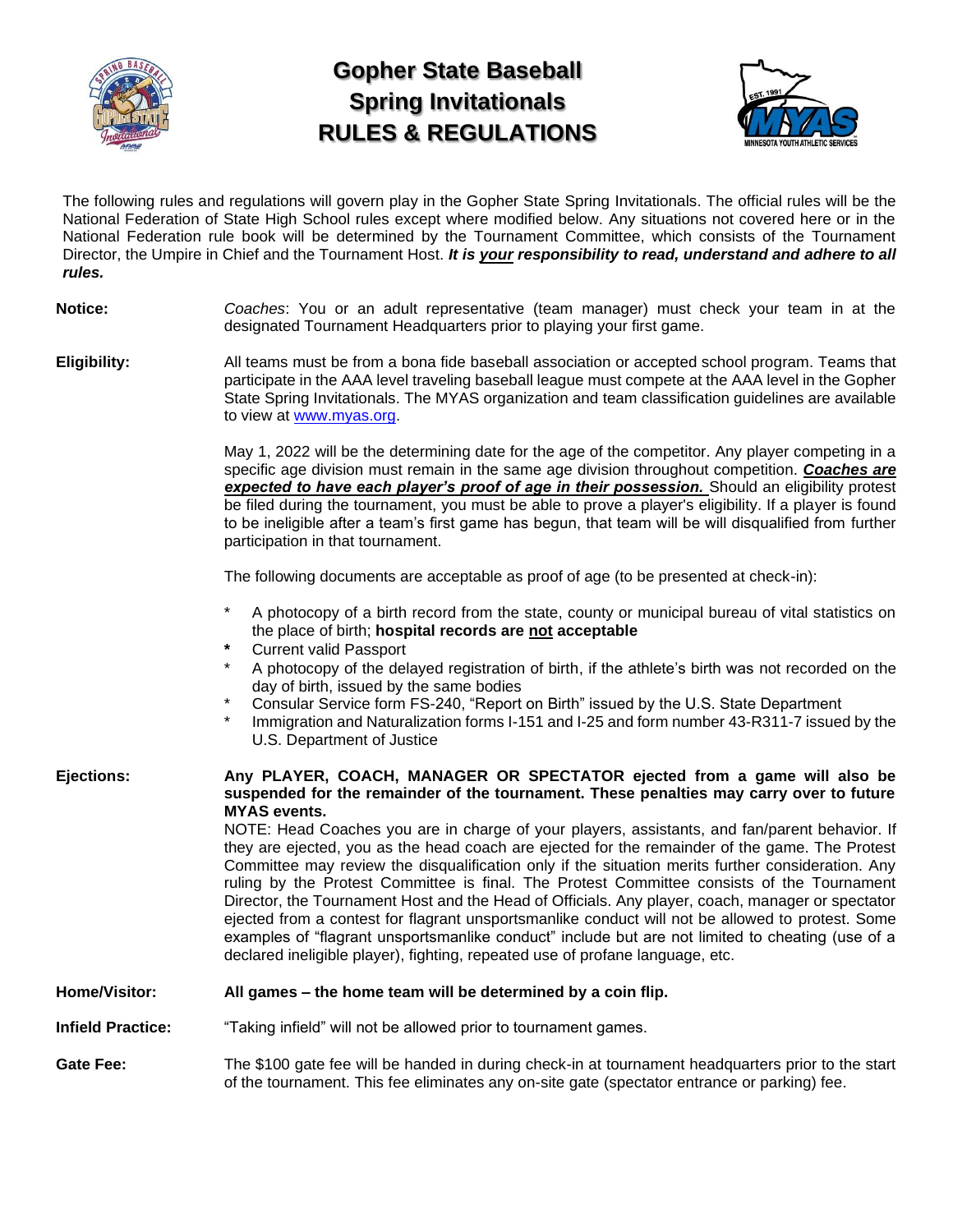# Gopher State Baseball
# Spring Invitationals
# RULES & REGULATIONS

The following rules and regulations will govern play in the Gopher State Spring Invitationals. The official rules will be the National Federation of State High School rules except where modified below. Any situations not covered here or in the National Federation rule book will be determined by the Tournament Committee, which consists of the Tournament Director, the Umpire in Chief and the Tournament Host. ***It is <u>your</u> responsibility to read, understand and adhere to all rules.***

**Notice:** *Coaches*: You or an adult representative (team manager) must check your team in at the designated Tournament Headquarters prior to playing your first game.

**Eligibility:** All teams must be from a bona fide baseball association or accepted school program. Teams that participate in the AAA level traveling baseball league must compete at the AAA level in the Gopher State Spring Invitationals. The MYAS organization and team classification guidelines are available to view at [www.myas.org](www.myas.org).

May 1, 2022 will be the determining date for the age of the competitor. Any player competing in a specific age division must remain in the same age division throughout competition. ***<u>Coaches are expected to have each player's proof of age in their possession.</u>*** Should an eligibility protest be filed during the tournament, you must be able to prove a player's eligibility. If a player is found to be ineligible after a team's first game has begun, that team will be will disqualified from further participation in that tournament.

The following documents are acceptable as proof of age (to be presented at check-in):

- A photocopy of a birth record from the state, county or municipal bureau of vital statistics on the place of birth; **hospital records are <u>not</u> acceptable**
- Current valid Passport
- A photocopy of the delayed registration of birth, if the athlete's birth was not recorded on the day of birth, issued by the same bodies
- Consular Service form FS-240, "Report on Birth" issued by the U.S. State Department
- Immigration and Naturalization forms I-151 and I-25 and form number 43-R311-7 issued by the U.S. Department of Justice

**Ejections:** **Any PLAYER, COACH, MANAGER OR SPECTATOR ejected from a game will also be suspended for the remainder of the tournament. These penalties may carry over to future MYAS events.**

NOTE: Head Coaches you are in charge of your players, assistants, and fan/parent behavior. If they are ejected, you as the head coach are ejected for the remainder of the game. The Protest Committee may review the disqualification only if the situation merits further consideration. Any ruling by the Protest Committee is final. The Protest Committee consists of the Tournament Director, the Tournament Host and the Head of Officials. Any player, coach, manager or spectator ejected from a contest for flagrant unsportsmanlike conduct will not be allowed to protest. Some examples of "flagrant unsportsmanlike conduct" include but are not limited to cheating (use of a declared ineligible player), fighting, repeated use of profane language, etc.

**Home/Visitor:** **All games – the home team will be determined by a coin flip.**

**Infield Practice:** "Taking infield" will not be allowed prior to tournament games.

**Gate Fee:** The $100 gate fee will be handed in during check-in at tournament headquarters prior to the start of the tournament. This fee eliminates any on-site gate (spectator entrance or parking) fee.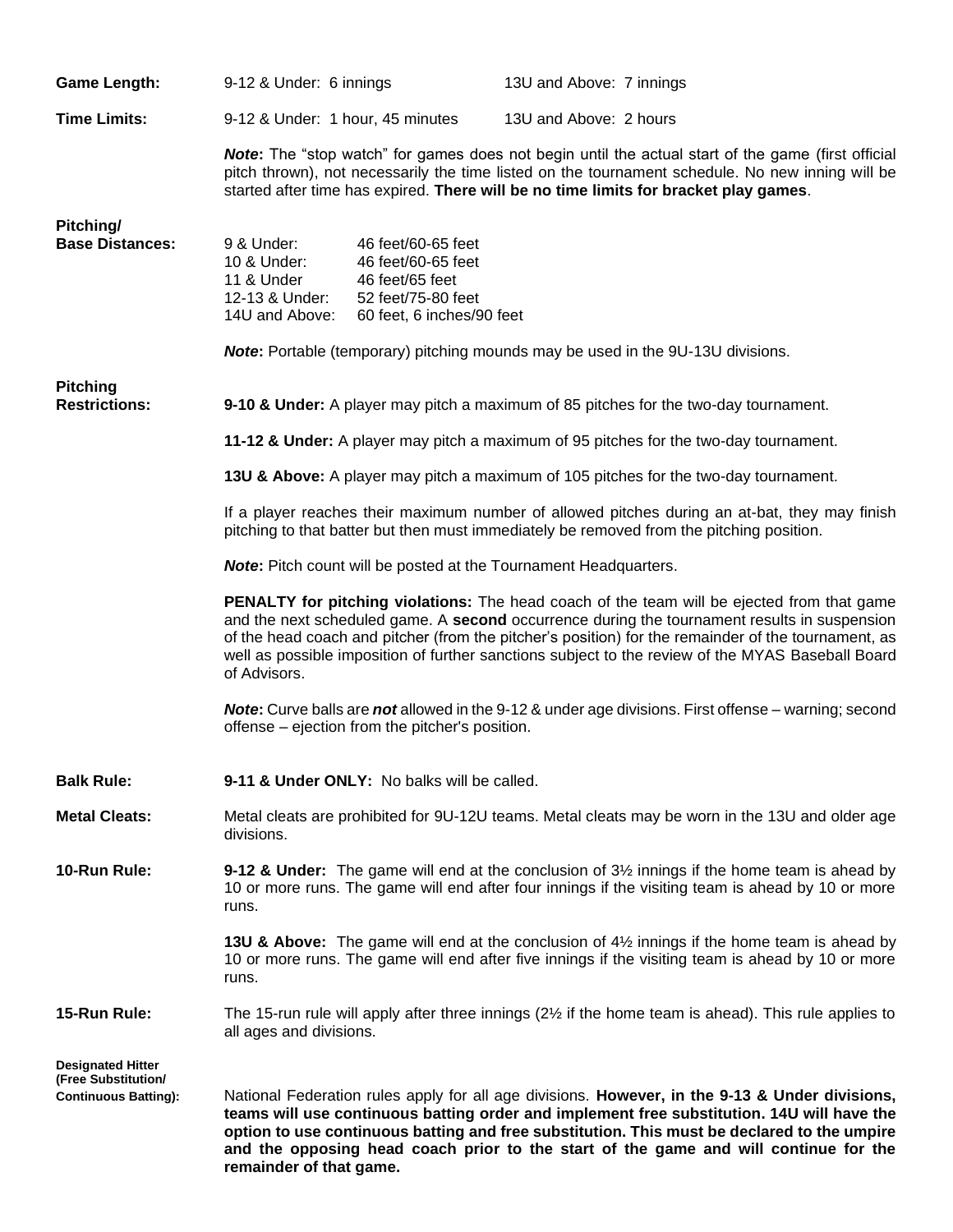**Game Length:** 9-12 & Under: 6 innings — 13U and Above: 7 innings

**Time Limits:** 9-12 & Under: 1 hour, 45 minutes — 13U and Above: 2 hours

***Note*****:** The "stop watch" for games does not begin until the actual start of the game (first official pitch thrown), not necessarily the time listed on the tournament schedule. No new inning will be started after time has expired. **There will be no time limits for bracket play games**.

**Pitching/ Base Distances:**

| | |
|---|---|
| 9 & Under: | 46 feet/60-65 feet |
| 10 & Under: | 46 feet/60-65 feet |
| 11 & Under | 46 feet/65 feet |
| 12-13 & Under: | 52 feet/75-80 feet |
| 14U and Above: | 60 feet, 6 inches/90 feet |

***Note*****:** Portable (temporary) pitching mounds may be used in the 9U-13U divisions.

**Pitching Restrictions:**

**9-10 & Under:** A player may pitch a maximum of 85 pitches for the two-day tournament.

**11-12 & Under:** A player may pitch a maximum of 95 pitches for the two-day tournament.

**13U & Above:** A player may pitch a maximum of 105 pitches for the two-day tournament.

If a player reaches their maximum number of allowed pitches during an at-bat, they may finish pitching to that batter but then must immediately be removed from the pitching position.

***Note*****:** Pitch count will be posted at the Tournament Headquarters.

**PENALTY for pitching violations:** The head coach of the team will be ejected from that game and the next scheduled game. A **second** occurrence during the tournament results in suspension of the head coach and pitcher (from the pitcher's position) for the remainder of the tournament, as well as possible imposition of further sanctions subject to the review of the MYAS Baseball Board of Advisors.

***Note*****:** Curve balls are ***not*** allowed in the 9-12 & under age divisions. First offense – warning; second offense – ejection from the pitcher's position.

**Balk Rule:** **9-11 & Under ONLY:** No balks will be called.

**Metal Cleats:** Metal cleats are prohibited for 9U-12U teams. Metal cleats may be worn in the 13U and older age divisions.

**10-Run Rule:**

**9-12 & Under:** The game will end at the conclusion of 3½ innings if the home team is ahead by 10 or more runs. The game will end after four innings if the visiting team is ahead by 10 or more runs.

**13U & Above:** The game will end at the conclusion of 4½ innings if the home team is ahead by 10 or more runs. The game will end after five innings if the visiting team is ahead by 10 or more runs.

**15-Run Rule:** The 15-run rule will apply after three innings (2½ if the home team is ahead). This rule applies to all ages and divisions.

**Designated Hitter (Free Substitution/ Continuous Batting):** National Federation rules apply for all age divisions. **However, in the 9-13 & Under divisions, teams will use continuous batting order and implement free substitution. 14U will have the option to use continuous batting and free substitution. This must be declared to the umpire and the opposing head coach prior to the start of the game and will continue for the remainder of that game.**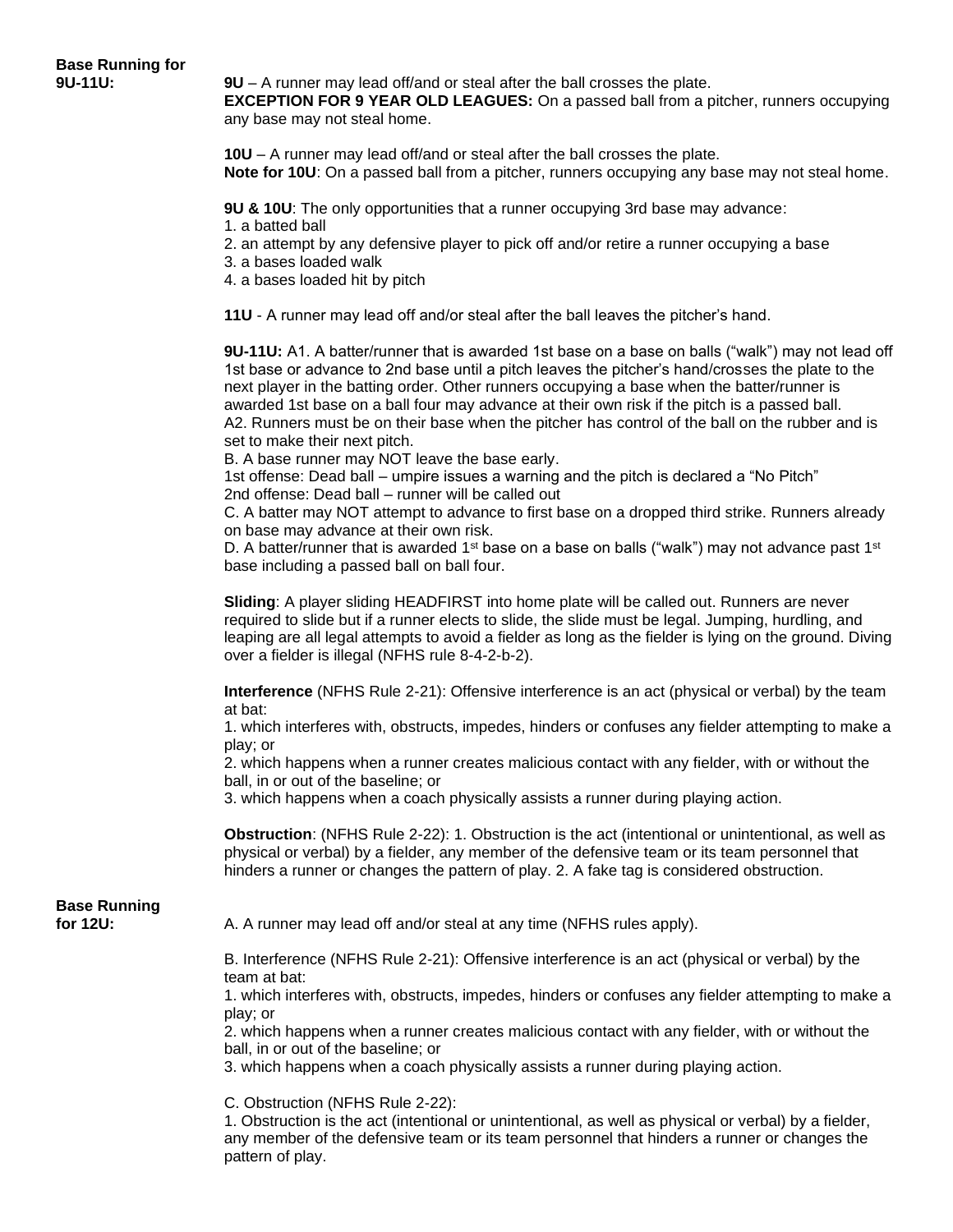**Base Running for 9U-11U:**

**9U** – A runner may lead off/and or steal after the ball crosses the plate.
**EXCEPTION FOR 9 YEAR OLD LEAGUES:** On a passed ball from a pitcher, runners occupying any base may not steal home.

**10U** – A runner may lead off/and or steal after the ball crosses the plate.
**Note for 10U**: On a passed ball from a pitcher, runners occupying any base may not steal home.

**9U & 10U**: The only opportunities that a runner occupying 3rd base may advance:
1. a batted ball
2. an attempt by any defensive player to pick off and/or retire a runner occupying a base
3. a bases loaded walk
4. a bases loaded hit by pitch

**11U** - A runner may lead off and/or steal after the ball leaves the pitcher's hand.

**9U-11U:** A1. A batter/runner that is awarded 1st base on a base on balls ("walk") may not lead off 1st base or advance to 2nd base until a pitch leaves the pitcher's hand/crosses the plate to the next player in the batting order. Other runners occupying a base when the batter/runner is awarded 1st base on a ball four may advance at their own risk if the pitch is a passed ball.
A2. Runners must be on their base when the pitcher has control of the ball on the rubber and is set to make their next pitch.
B. A base runner may NOT leave the base early.
1st offense: Dead ball – umpire issues a warning and the pitch is declared a "No Pitch"
2nd offense: Dead ball – runner will be called out
C. A batter may NOT attempt to advance to first base on a dropped third strike. Runners already on base may advance at their own risk.
D. A batter/runner that is awarded 1st base on a base on balls ("walk") may not advance past 1st base including a passed ball on ball four.

**Sliding**: A player sliding HEADFIRST into home plate will be called out. Runners are never required to slide but if a runner elects to slide, the slide must be legal. Jumping, hurdling, and leaping are all legal attempts to avoid a fielder as long as the fielder is lying on the ground. Diving over a fielder is illegal (NFHS rule 8-4-2-b-2).

**Interference** (NFHS Rule 2-21): Offensive interference is an act (physical or verbal) by the team at bat:
1. which interferes with, obstructs, impedes, hinders or confuses any fielder attempting to make a play; or
2. which happens when a runner creates malicious contact with any fielder, with or without the ball, in or out of the baseline; or
3. which happens when a coach physically assists a runner during playing action.

**Obstruction**: (NFHS Rule 2-22): 1. Obstruction is the act (intentional or unintentional, as well as physical or verbal) by a fielder, any member of the defensive team or its team personnel that hinders a runner or changes the pattern of play. 2. A fake tag is considered obstruction.

**Base Running for 12U:**

A. A runner may lead off and/or steal at any time (NFHS rules apply).

B. Interference (NFHS Rule 2-21): Offensive interference is an act (physical or verbal) by the team at bat:
1. which interferes with, obstructs, impedes, hinders or confuses any fielder attempting to make a play; or
2. which happens when a runner creates malicious contact with any fielder, with or without the ball, in or out of the baseline; or
3. which happens when a coach physically assists a runner during playing action.

C. Obstruction (NFHS Rule 2-22):
1. Obstruction is the act (intentional or unintentional, as well as physical or verbal) by a fielder, any member of the defensive team or its team personnel that hinders a runner or changes the pattern of play.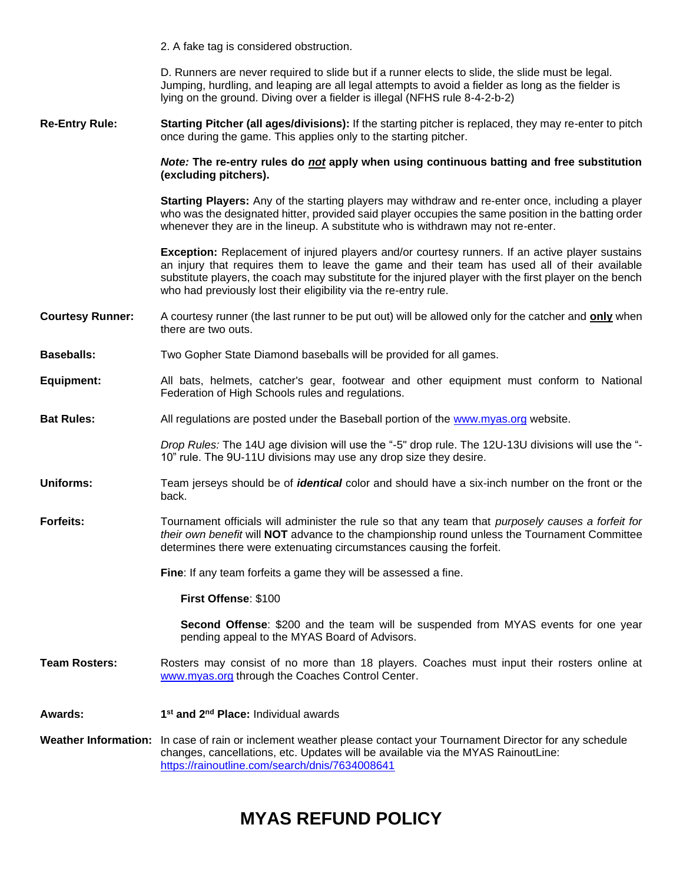2. A fake tag is considered obstruction.

D. Runners are never required to slide but if a runner elects to slide, the slide must be legal. Jumping, hurdling, and leaping are all legal attempts to avoid a fielder as long as the fielder is lying on the ground. Diving over a fielder is illegal (NFHS rule 8-4-2-b-2)

**Re-Entry Rule:** **Starting Pitcher (all ages/divisions):** If the starting pitcher is replaced, they may re-enter to pitch once during the game. This applies only to the starting pitcher.

***Note:*** **The re-entry rules do *not* apply when using continuous batting and free substitution (excluding pitchers).**

**Starting Players:** Any of the starting players may withdraw and re-enter once, including a player who was the designated hitter, provided said player occupies the same position in the batting order whenever they are in the lineup. A substitute who is withdrawn may not re-enter.

**Exception:** Replacement of injured players and/or courtesy runners. If an active player sustains an injury that requires them to leave the game and their team has used all of their available substitute players, the coach may substitute for the injured player with the first player on the bench who had previously lost their eligibility via the re-entry rule.

**Courtesy Runner:** A courtesy runner (the last runner to be put out) will be allowed only for the catcher and **only** when there are two outs.

**Baseballs:** Two Gopher State Diamond baseballs will be provided for all games.

**Equipment:** All bats, helmets, catcher's gear, footwear and other equipment must conform to National Federation of High Schools rules and regulations.

**Bat Rules:** All regulations are posted under the Baseball portion of the www.myas.org website.

*Drop Rules:* The 14U age division will use the "-5" drop rule. The 12U-13U divisions will use the "-10" rule. The 9U-11U divisions may use any drop size they desire.

**Uniforms:** Team jerseys should be of ***identical*** color and should have a six-inch number on the front or the back.

**Forfeits:** Tournament officials will administer the rule so that any team that *purposely causes a forfeit for their own benefit* will **NOT** advance to the championship round unless the Tournament Committee determines there were extenuating circumstances causing the forfeit.

**Fine**: If any team forfeits a game they will be assessed a fine.

**First Offense**: $100

**Second Offense**: $200 and the team will be suspended from MYAS events for one year pending appeal to the MYAS Board of Advisors.

**Team Rosters:** Rosters may consist of no more than 18 players. Coaches must input their rosters online at www.myas.org through the Coaches Control Center.

**Awards:** **1st and 2nd Place:** Individual awards

**Weather Information:** In case of rain or inclement weather please contact your Tournament Director for any schedule changes, cancellations, etc. Updates will be available via the MYAS RainoutLine: https://rainoutline.com/search/dnis/7634008641

# MYAS REFUND POLICY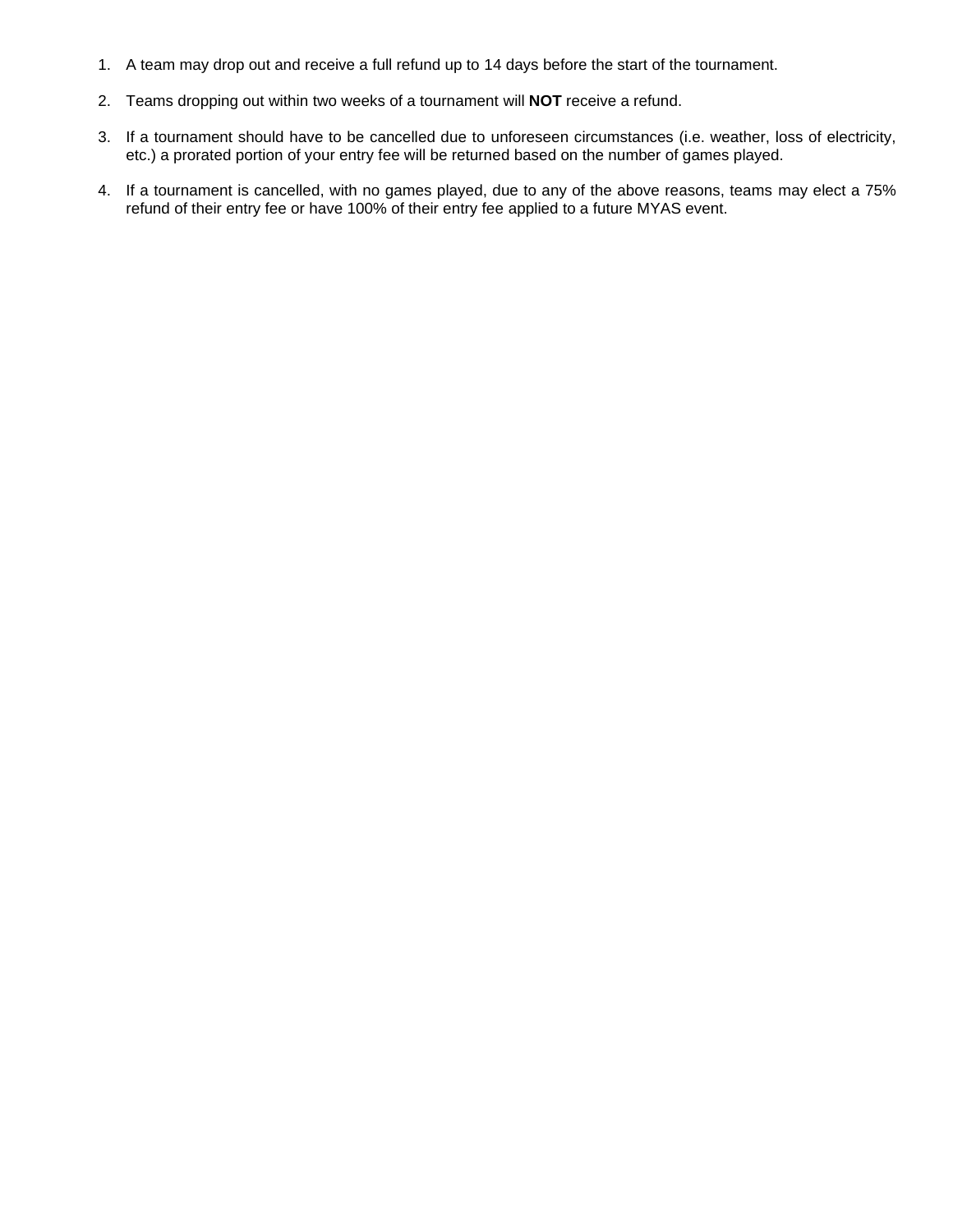1. A team may drop out and receive a full refund up to 14 days before the start of the tournament.

2. Teams dropping out within two weeks of a tournament will **NOT** receive a refund.

3. If a tournament should have to be cancelled due to unforeseen circumstances (i.e. weather, loss of electricity, etc.) a prorated portion of your entry fee will be returned based on the number of games played.

4. If a tournament is cancelled, with no games played, due to any of the above reasons, teams may elect a 75% refund of their entry fee or have 100% of their entry fee applied to a future MYAS event.